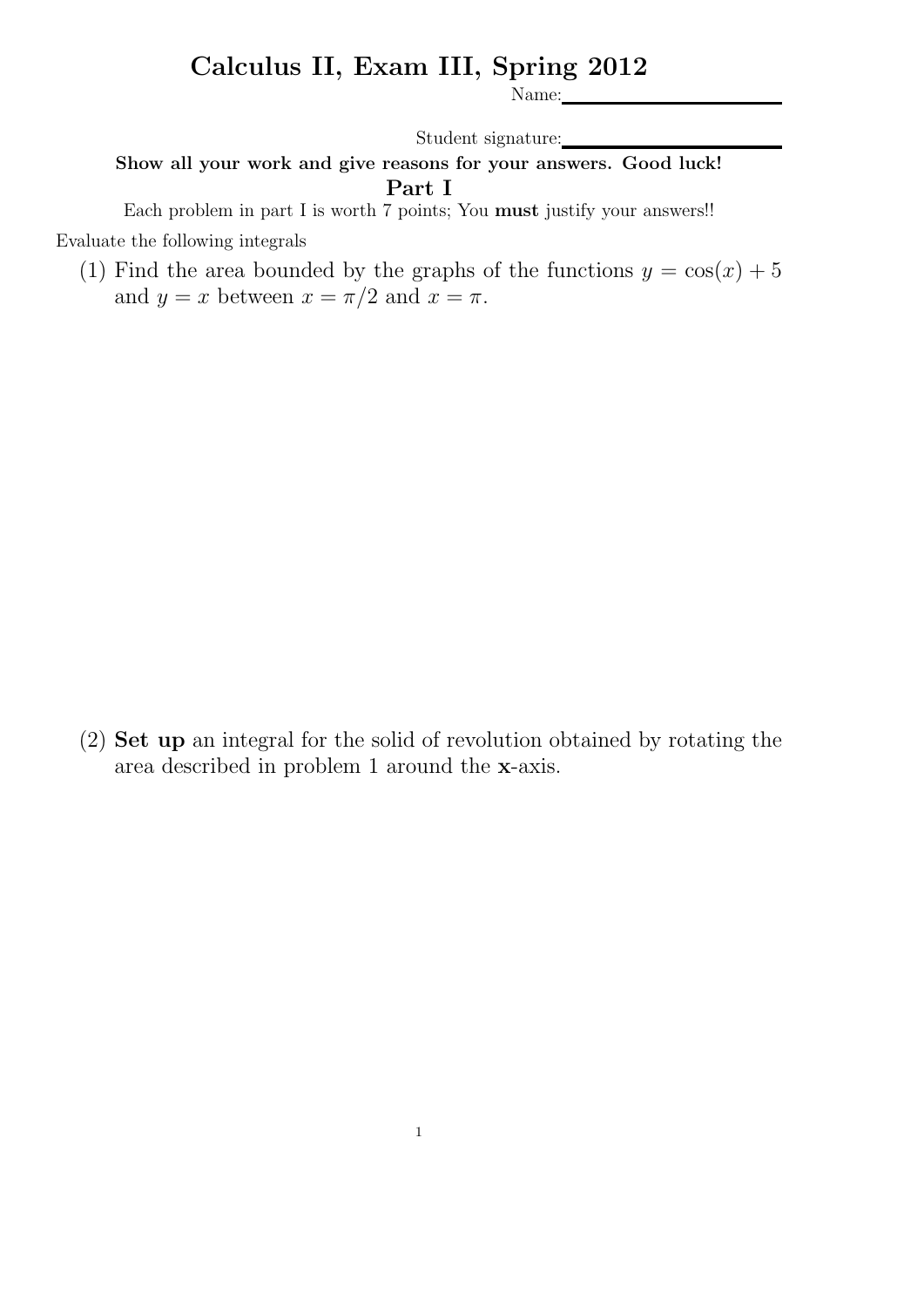# Calculus II, Exam III, Spring 2012

Name: ____________________

Student signature: ____________________

**Show all your work and give reasons for your answers. Good luck!**

## Part I

Each problem in part I is worth 7 points; You **must** justify your answers!!

Evaluate the following integrals

(1) Find the area bounded by the graphs of the functions $y = \cos(x) + 5$ and $y = x$ between $x = \pi/2$ and $x = \pi$.

(2) **Set up** an integral for the solid of revolution obtained by rotating the area described in problem 1 around the **x**-axis.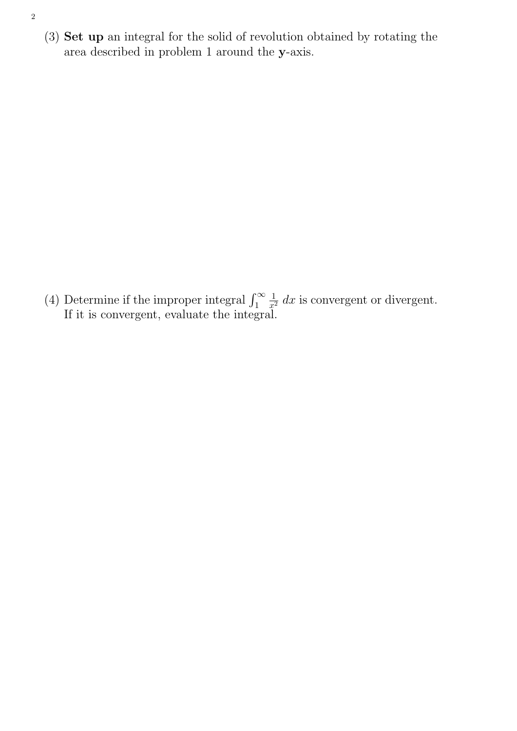(3) **Set up** an integral for the solid of revolution obtained by rotating the area described in problem 1 around the **y**-axis.

(4) Determine if the improper integral $\int_1^\infty \frac{1}{x^2}\,dx$ is convergent or divergent. If it is convergent, evaluate the integral.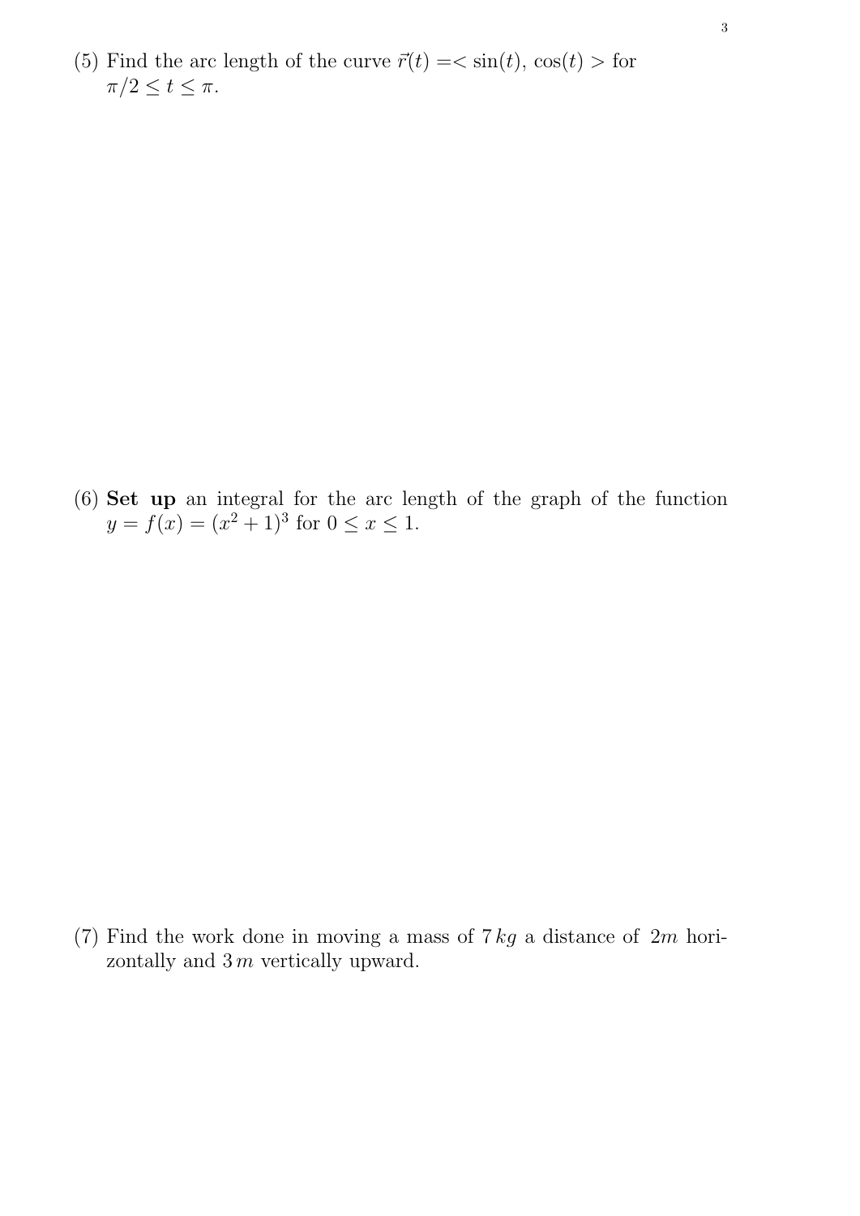(5) Find the arc length of the curve $\vec{r}(t) = < \sin(t), \cos(t) >$ for $\pi/2 \leq t \leq \pi$.

(6) **Set up** an integral for the arc length of the graph of the function $y = f(x) = (x^2 + 1)^3$ for $0 \leq x \leq 1$.

(7) Find the work done in moving a mass of $7\,kg$ a distance of $2m$ horizontally and $3\,m$ vertically upward.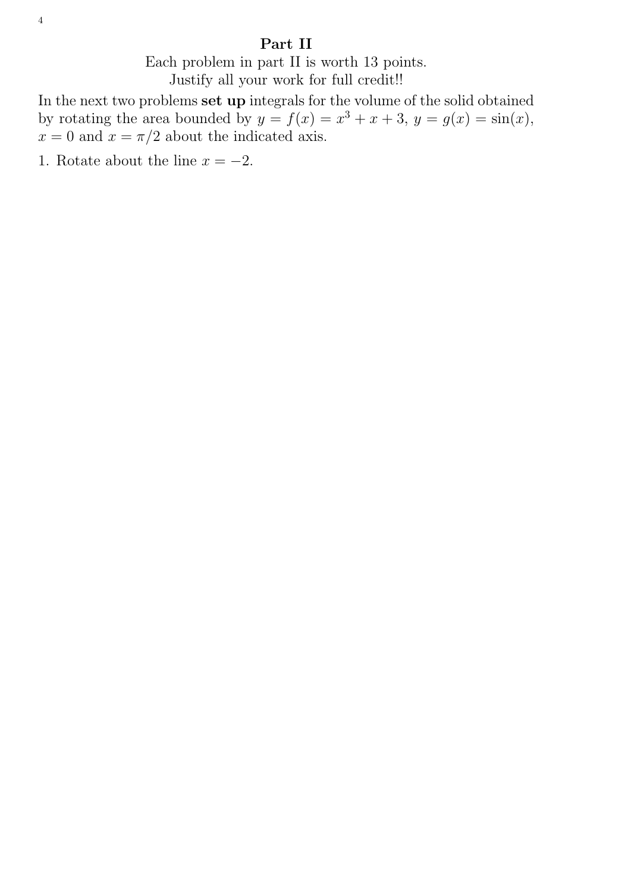## Part II

Each problem in part II is worth 13 points.
Justify all your work for full credit!!

In the next two problems **set up** integrals for the volume of the solid obtained by rotating the area bounded by $y = f(x) = x^3 + x + 3$, $y = g(x) = \sin(x)$, $x = 0$ and $x = \pi/2$ about the indicated axis.

1. Rotate about the line $x = -2$.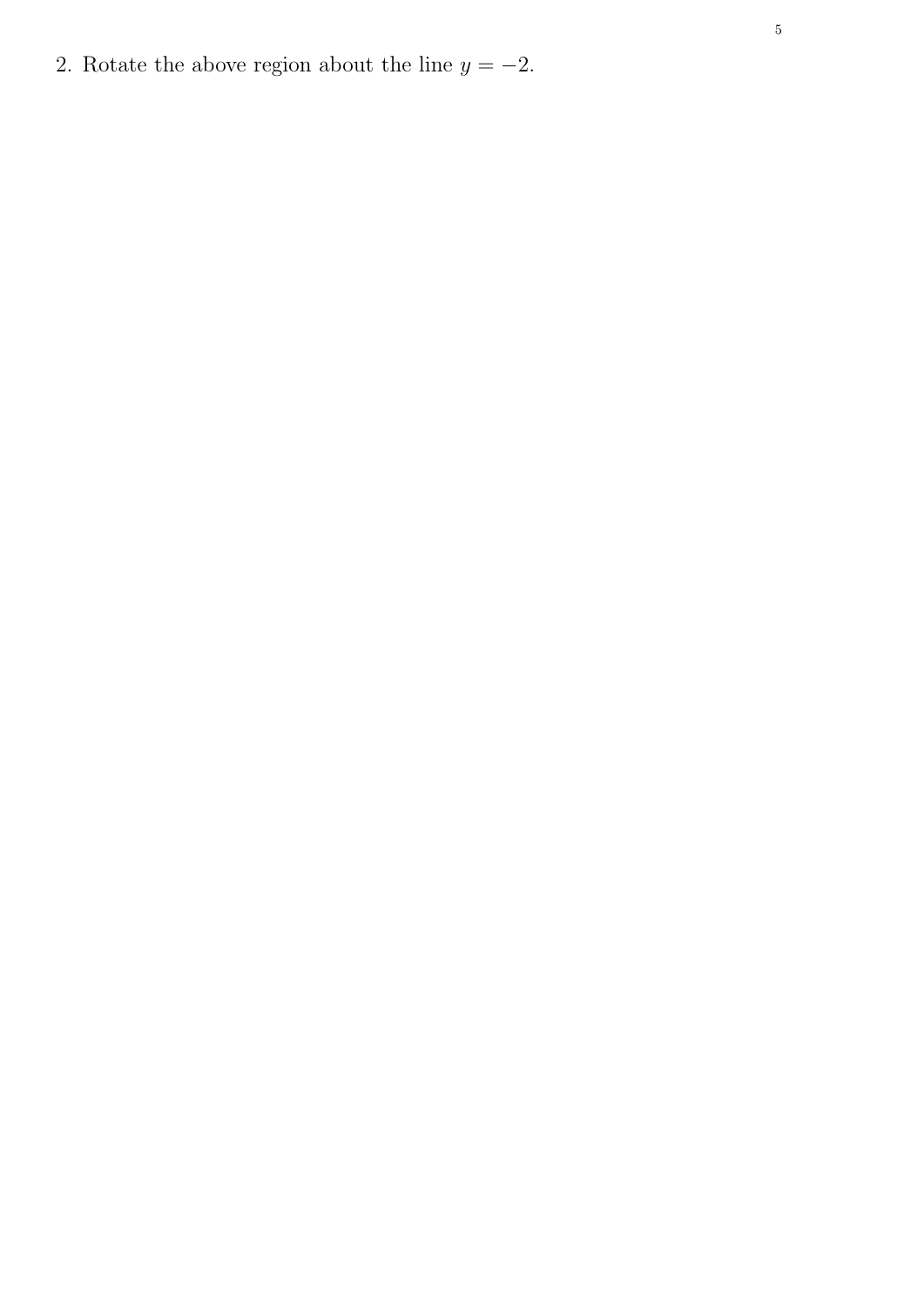2. Rotate the above region about the line $y = -2$.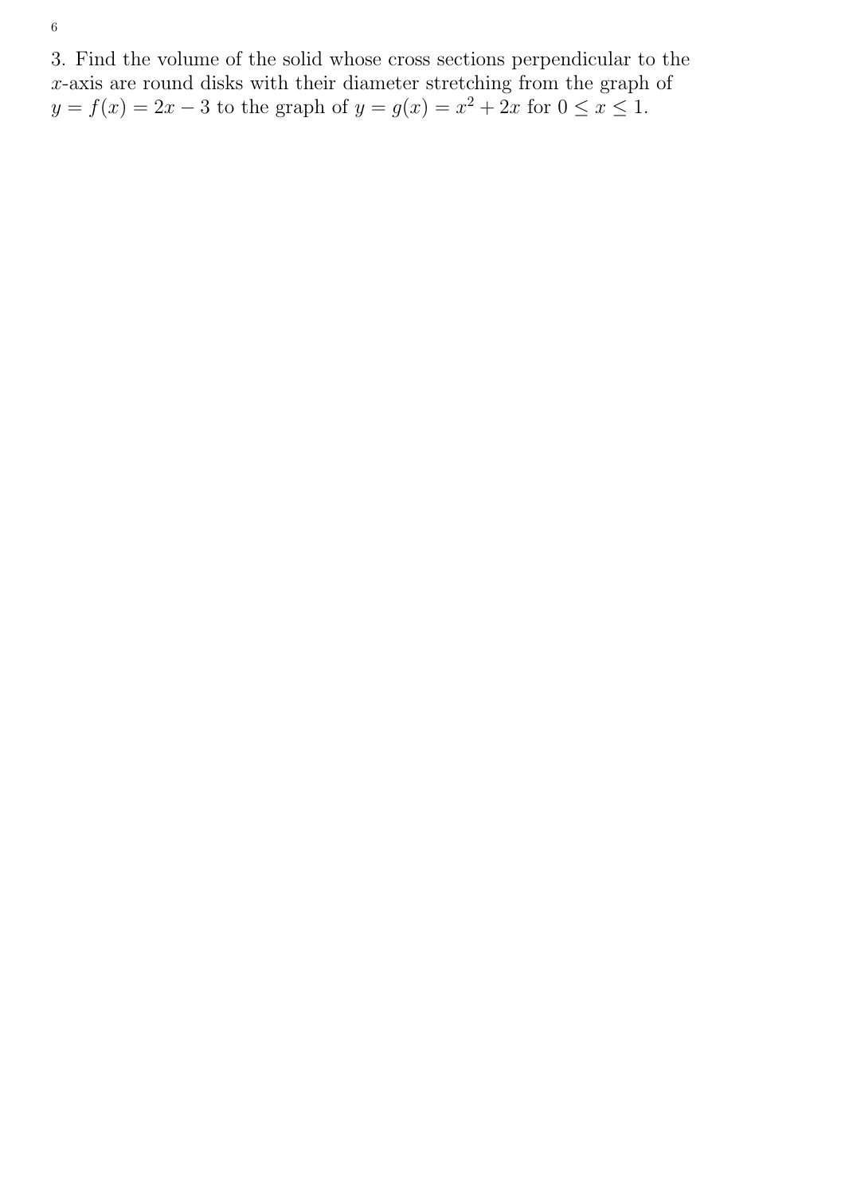3. Find the volume of the solid whose cross sections perpendicular to the $x$-axis are round disks with their diameter stretching from the graph of $y = f(x) = 2x - 3$ to the graph of $y = g(x) = x^2 + 2x$ for $0 \leq x \leq 1$.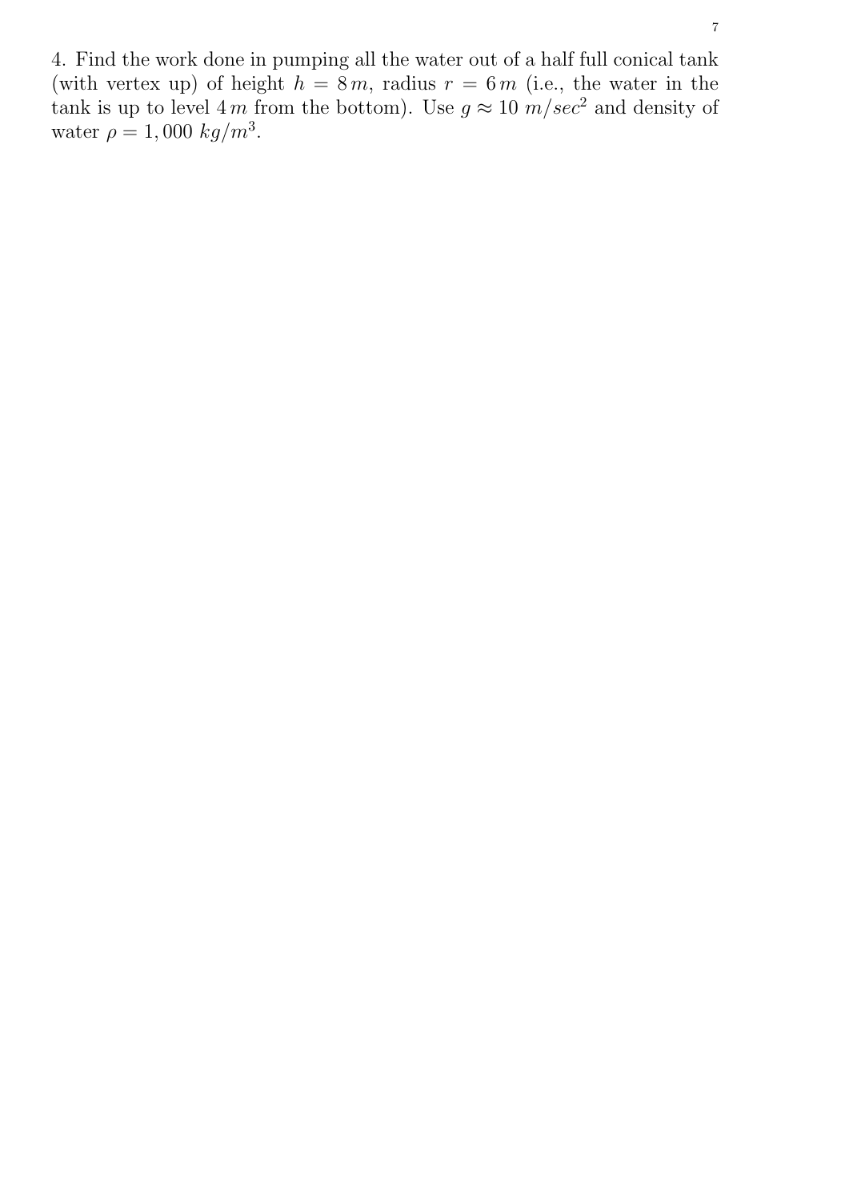4. Find the work done in pumping all the water out of a half full conical tank (with vertex up) of height $h = 8\,m$, radius $r = 6\,m$ (i.e., the water in the tank is up to level $4\,m$ from the bottom). Use $g \approx 10\ m/sec^2$ and density of water $\rho = 1,000\ kg/m^3$.